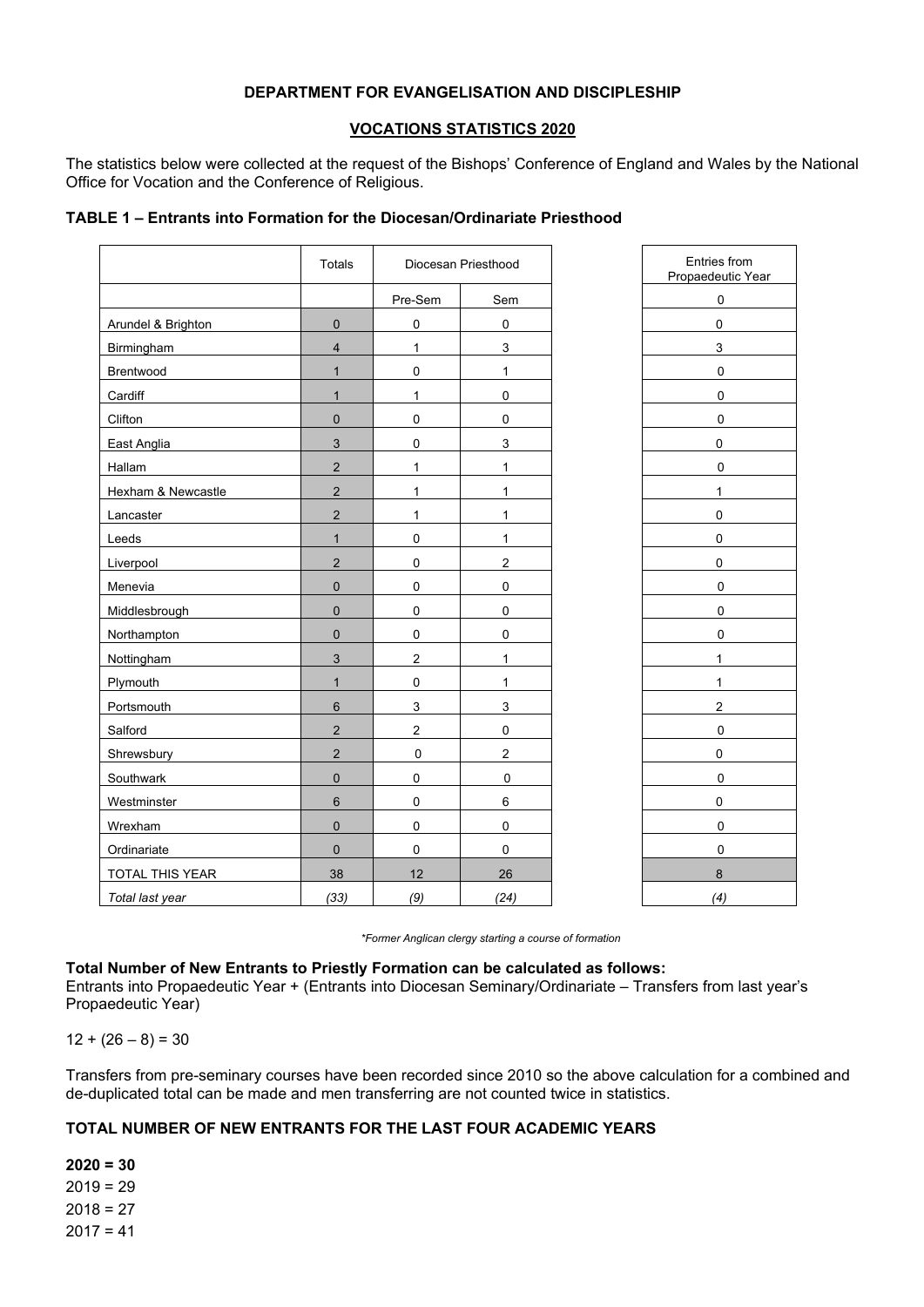**DEPARTMENT FOR EVANGELISATION AND DISCIPLESHIP**

**VOCATIONS STATISTICS 2020**

The statistics below were collected at the request of the Bishops' Conference of England and Wales by the National Office for Vocation and the Conference of Religious.

**TABLE 1 – Entrants into Formation for the Diocesan/Ordinariate Priesthood**

| | Totals | Diocesan Priesthood | | Entries from Propaedeutic Year |
|---|---|---|---|---|
| | | Pre-Sem | Sem | |
| Arundel & Brighton | 0 | 0 | 0 | 0 |
| Birmingham | 4 | 1 | 3 | 3 |
| Brentwood | 1 | 0 | 1 | 0 |
| Cardiff | 1 | 1 | 0 | 0 |
| Clifton | 0 | 0 | 0 | 0 |
| East Anglia | 3 | 0 | 3 | 0 |
| Hallam | 2 | 1 | 1 | 0 |
| Hexham & Newcastle | 2 | 1 | 1 | 1 |
| Lancaster | 2 | 1 | 1 | 0 |
| Leeds | 1 | 0 | 1 | 0 |
| Liverpool | 2 | 0 | 2 | 0 |
| Menevia | 0 | 0 | 0 | 0 |
| Middlesbrough | 0 | 0 | 0 | 0 |
| Northampton | 0 | 0 | 0 | 0 |
| Nottingham | 3 | 2 | 1 | 1 |
| Plymouth | 1 | 0 | 1 | 1 |
| Portsmouth | 6 | 3 | 3 | 2 |
| Salford | 2 | 2 | 0 | 0 |
| Shrewsbury | 2 | 0 | 2 | 0 |
| Southwark | 0 | 0 | 0 | 0 |
| Westminster | 6 | 0 | 6 | 0 |
| Wrexham | 0 | 0 | 0 | 0 |
| Ordinariate | 0 | 0 | 0 | 0 |
| TOTAL THIS YEAR | 38 | 12 | 26 | 8 |
| *Total last year* | *(33)* | *(9)* | *(24)* | *(4)* |

*\*Former Anglican clergy starting a course of formation*

**Total Number of New Entrants to Priestly Formation can be calculated as follows:**
Entrants into Propaedeutic Year + (Entrants into Diocesan Seminary/Ordinariate – Transfers from last year's Propaedeutic Year)

12 + (26 – 8) = 30

Transfers from pre-seminary courses have been recorded since 2010 so the above calculation for a combined and de-duplicated total can be made and men transferring are not counted twice in statistics.

**TOTAL NUMBER OF NEW ENTRANTS FOR THE LAST FOUR ACADEMIC YEARS**

**2020 = 30**
2019 = 29
2018 = 27
2017 = 41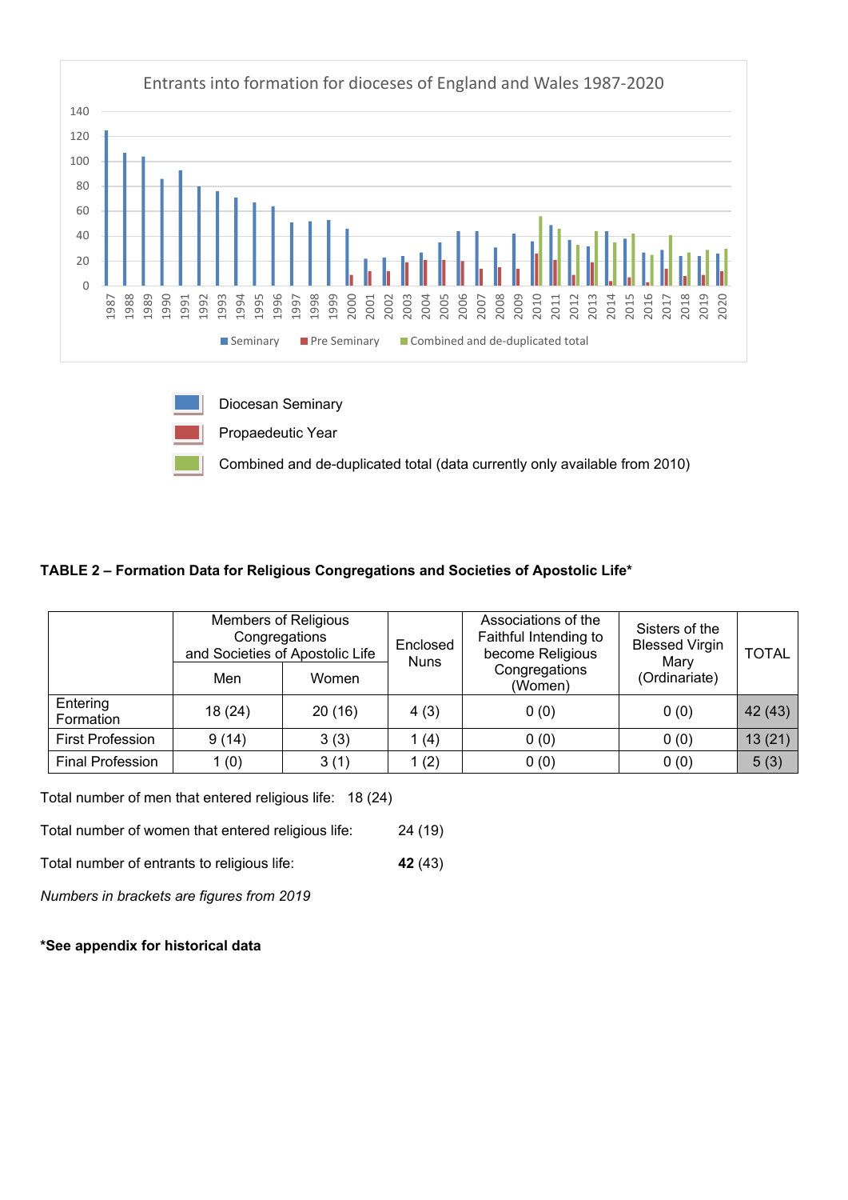Entrants into formation for dioceses of England and Wales 1987-2020

Seminary | Pre Seminary | Combined and de-duplicated total

Diocesan Seminary

Propaedeutic Year

Combined and de-duplicated total (data currently only available from 2010)

**TABLE 2 – Formation Data for Religious Congregations and Societies of Apostolic Life***

| | Members of Religious Congregations and Societies of Apostolic Life | | Enclosed Nuns | Associations of the Faithful Intending to become Religious Congregations (Women) | Sisters of the Blessed Virgin Mary (Ordinariate) | TOTAL |
|---|---|---|---|---|---|---|
| | Men | Women | | | | |
| Entering Formation | 18 (24) | 20 (16) | 4 (3) | 0 (0) | 0 (0) | 42 (43) |
| First Profession | 9 (14) | 3 (3) | 1 (4) | 0 (0) | 0 (0) | 13 (21) |
| Final Profession | 1 (0) | 3 (1) | 1 (2) | 0 (0) | 0 (0) | 5 (3) |

Total number of men that entered religious life: 18 (24)

Total number of women that entered religious life: 24 (19)

Total number of entrants to religious life: **42** (43)

*Numbers in brackets are figures from 2019*

***See appendix for historical data**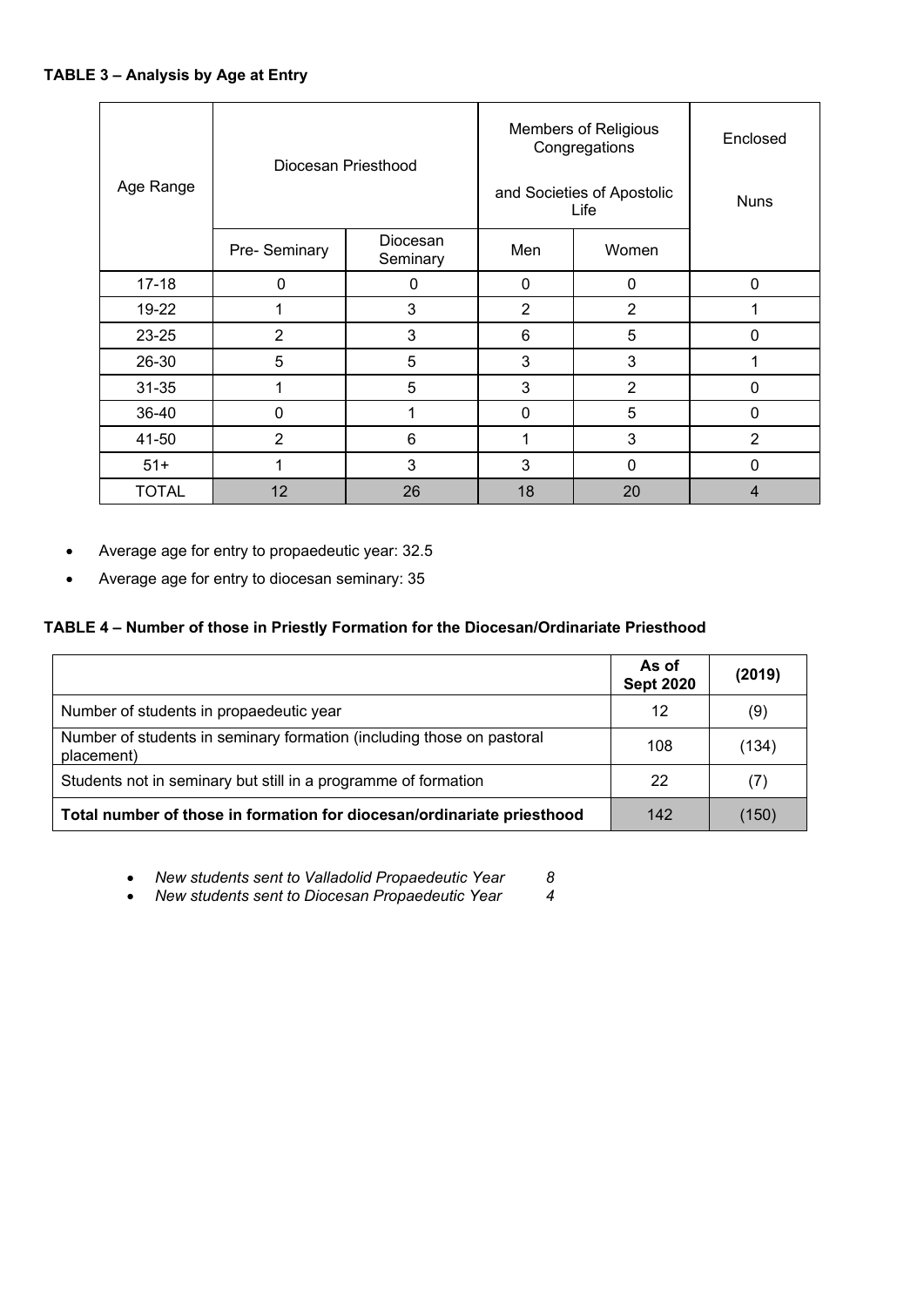**TABLE 3 – Analysis by Age at Entry**

| Age Range | Diocesan Priesthood | | Members of Religious Congregations and Societies of Apostolic Life | | Enclosed Nuns |
|---|---|---|---|---|---|
| | Pre- Seminary | Diocesan Seminary | Men | Women | |
| 17-18 | 0 | 0 | 0 | 0 | 0 |
| 19-22 | 1 | 3 | 2 | 2 | 1 |
| 23-25 | 2 | 3 | 6 | 5 | 0 |
| 26-30 | 5 | 5 | 3 | 3 | 1 |
| 31-35 | 1 | 5 | 3 | 2 | 0 |
| 36-40 | 0 | 1 | 0 | 5 | 0 |
| 41-50 | 2 | 6 | 1 | 3 | 2 |
| 51+ | 1 | 3 | 3 | 0 | 0 |
| TOTAL | 12 | 26 | 18 | 20 | 4 |

- Average age for entry to propaedeutic year: 32.5
- Average age for entry to diocesan seminary: 35

**TABLE 4 – Number of those in Priestly Formation for the Diocesan/Ordinariate Priesthood**

| | **As of Sept 2020** | **(2019)** |
|---|---|---|
| Number of students in propaedeutic year | 12 | (9) |
| Number of students in seminary formation (including those on pastoral placement) | 108 | (134) |
| Students not in seminary but still in a programme of formation | 22 | (7) |
| **Total number of those in formation for diocesan/ordinariate priesthood** | 142 | (150) |

- *New students sent to Valladolid Propaedeutic Year 8*
- *New students sent to Diocesan Propaedeutic Year 4*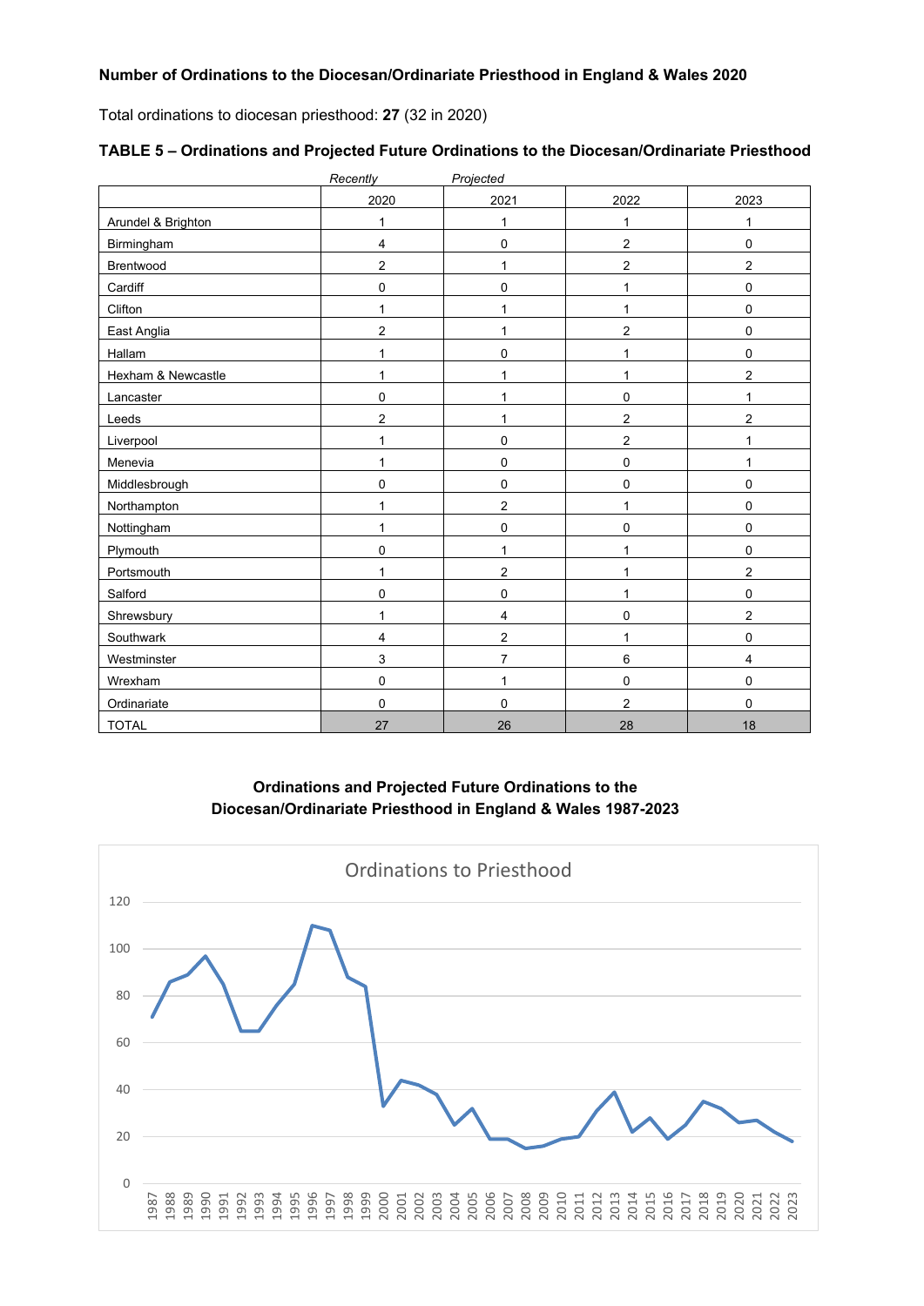**Number of Ordinations to the Diocesan/Ordinariate Priesthood in England & Wales 2020**

Total ordinations to diocesan priesthood: **27** (32 in 2020)

**TABLE 5 – Ordinations and Projected Future Ordinations to the Diocesan/Ordinariate Priesthood**

| | *Recently* 2020 | *Projected* 2021 | 2022 | 2023 |
|---|---|---|---|---|
| Arundel & Brighton | 1 | 1 | 1 | 1 |
| Birmingham | 4 | 0 | 2 | 0 |
| Brentwood | 2 | 1 | 2 | 2 |
| Cardiff | 0 | 0 | 1 | 0 |
| Clifton | 1 | 1 | 1 | 0 |
| East Anglia | 2 | 1 | 2 | 0 |
| Hallam | 1 | 0 | 1 | 0 |
| Hexham & Newcastle | 1 | 1 | 1 | 2 |
| Lancaster | 0 | 1 | 0 | 1 |
| Leeds | 2 | 1 | 2 | 2 |
| Liverpool | 1 | 0 | 2 | 1 |
| Menevia | 1 | 0 | 0 | 1 |
| Middlesbrough | 0 | 0 | 0 | 0 |
| Northampton | 1 | 2 | 1 | 0 |
| Nottingham | 1 | 0 | 0 | 0 |
| Plymouth | 0 | 1 | 1 | 0 |
| Portsmouth | 1 | 2 | 1 | 2 |
| Salford | 0 | 0 | 1 | 0 |
| Shrewsbury | 1 | 4 | 0 | 2 |
| Southwark | 4 | 2 | 1 | 0 |
| Westminster | 3 | 7 | 6 | 4 |
| Wrexham | 0 | 1 | 0 | 0 |
| Ordinariate | 0 | 0 | 2 | 0 |
| TOTAL | 27 | 26 | 28 | 18 |

**Ordinations and Projected Future Ordinations to the Diocesan/Ordinariate Priesthood in England & Wales 1987-2023**

Ordinations to Priesthood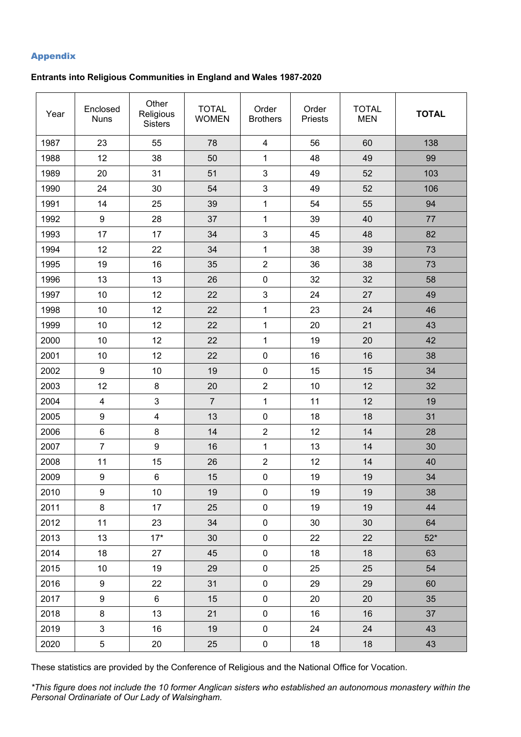## Appendix

**Entrants into Religious Communities in England and Wales 1987-2020**

| Year | Enclosed Nuns | Other Religious Sisters | TOTAL WOMEN | Order Brothers | Order Priests | TOTAL MEN | **TOTAL** |
|---|---|---|---|---|---|---|---|
| 1987 | 23 | 55 | 78 | 4 | 56 | 60 | 138 |
| 1988 | 12 | 38 | 50 | 1 | 48 | 49 | 99 |
| 1989 | 20 | 31 | 51 | 3 | 49 | 52 | 103 |
| 1990 | 24 | 30 | 54 | 3 | 49 | 52 | 106 |
| 1991 | 14 | 25 | 39 | 1 | 54 | 55 | 94 |
| 1992 | 9 | 28 | 37 | 1 | 39 | 40 | 77 |
| 1993 | 17 | 17 | 34 | 3 | 45 | 48 | 82 |
| 1994 | 12 | 22 | 34 | 1 | 38 | 39 | 73 |
| 1995 | 19 | 16 | 35 | 2 | 36 | 38 | 73 |
| 1996 | 13 | 13 | 26 | 0 | 32 | 32 | 58 |
| 1997 | 10 | 12 | 22 | 3 | 24 | 27 | 49 |
| 1998 | 10 | 12 | 22 | 1 | 23 | 24 | 46 |
| 1999 | 10 | 12 | 22 | 1 | 20 | 21 | 43 |
| 2000 | 10 | 12 | 22 | 1 | 19 | 20 | 42 |
| 2001 | 10 | 12 | 22 | 0 | 16 | 16 | 38 |
| 2002 | 9 | 10 | 19 | 0 | 15 | 15 | 34 |
| 2003 | 12 | 8 | 20 | 2 | 10 | 12 | 32 |
| 2004 | 4 | 3 | 7 | 1 | 11 | 12 | 19 |
| 2005 | 9 | 4 | 13 | 0 | 18 | 18 | 31 |
| 2006 | 6 | 8 | 14 | 2 | 12 | 14 | 28 |
| 2007 | 7 | 9 | 16 | 1 | 13 | 14 | 30 |
| 2008 | 11 | 15 | 26 | 2 | 12 | 14 | 40 |
| 2009 | 9 | 6 | 15 | 0 | 19 | 19 | 34 |
| 2010 | 9 | 10 | 19 | 0 | 19 | 19 | 38 |
| 2011 | 8 | 17 | 25 | 0 | 19 | 19 | 44 |
| 2012 | 11 | 23 | 34 | 0 | 30 | 30 | 64 |
| 2013 | 13 | 17* | 30 | 0 | 22 | 22 | 52* |
| 2014 | 18 | 27 | 45 | 0 | 18 | 18 | 63 |
| 2015 | 10 | 19 | 29 | 0 | 25 | 25 | 54 |
| 2016 | 9 | 22 | 31 | 0 | 29 | 29 | 60 |
| 2017 | 9 | 6 | 15 | 0 | 20 | 20 | 35 |
| 2018 | 8 | 13 | 21 | 0 | 16 | 16 | 37 |
| 2019 | 3 | 16 | 19 | 0 | 24 | 24 | 43 |
| 2020 | 5 | 20 | 25 | 0 | 18 | 18 | 43 |

These statistics are provided by the Conference of Religious and the National Office for Vocation.

*\*This figure does not include the 10 former Anglican sisters who established an autonomous monastery within the Personal Ordinariate of Our Lady of Walsingham.*